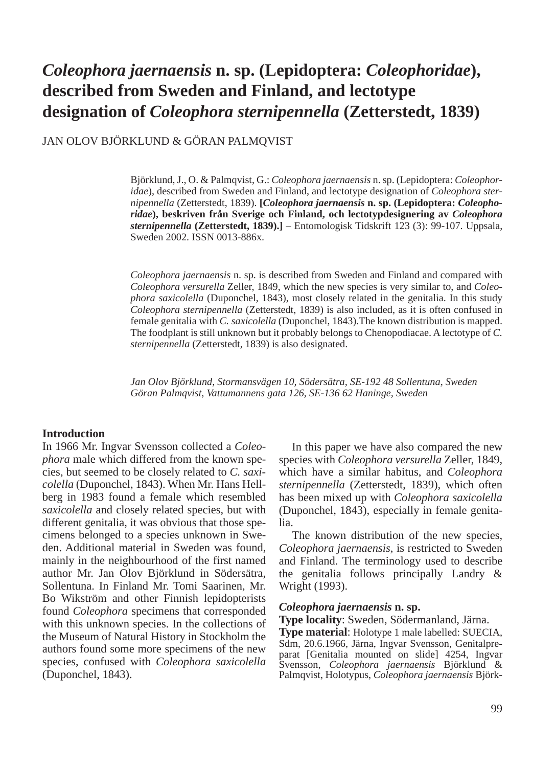# *Coleophora jaernaensis* n. sp. (Lepidoptera: *Coleophoridae*), described from Sweden and Finland, and lectotype designation of *Coleophora sternipennella* (Zetterstedt, 1839)

JAN OLOV BJÖRKLUND & GÖRAN PALMQVIST

Björklund, J., O. & Palmqvist, G.: *Coleophora jaernaensis* n. sp. (Lepidoptera: *Coleophoridae*), described from Sweden and Finland, and lectotype designation of *Coleophora sternipennella* (Zetterstedt, 1839). **[*Coleophora jaernaensis* n. sp. (Lepidoptera: *Coleophoridae*), beskriven från Sverige och Finland, och lectotypdesignering av *Coleophora sternipennella* (Zetterstedt, 1839).]** – Entomologisk Tidskrift 123 (3): 99-107. Uppsala, Sweden 2002. ISSN 0013-886x.

*Coleophora jaernaensis* n. sp. is described from Sweden and Finland and compared with *Coleophora versurella* Zeller, 1849, which the new species is very similar to, and *Coleophora saxicolella* (Duponchel, 1843), most closely related in the genitalia. In this study *Coleophora sternipennella* (Zetterstedt, 1839) is also included, as it is often confused in female genitalia with *C. saxicolella* (Duponchel, 1843).The known distribution is mapped. The foodplant is still unknown but it probably belongs to Chenopodiacae. A lectotype of *C. sternipennella* (Zetterstedt, 1839) is also designated.

*Jan Olov Björklund, Stormansvägen 10, Södersätra, SE-192 48 Sollentuna, Sweden*
*Göran Palmqvist, Vattumannens gata 126, SE-136 62 Haninge, Sweden*

## Introduction

In 1966 Mr. Ingvar Svensson collected a *Coleophora* male which differed from the known species, but seemed to be closely related to *C. saxicolella* (Duponchel, 1843). When Mr. Hans Hellberg in 1983 found a female which resembled *saxicolella* and closely related species, but with different genitalia, it was obvious that those specimens belonged to a species unknown in Sweden. Additional material in Sweden was found, mainly in the neighbourhood of the first named author Mr. Jan Olov Björklund in Södersätra, Sollentuna. In Finland Mr. Tomi Saarinen, Mr. Bo Wikström and other Finnish lepidopterists found *Coleophora* specimens that corresponded with this unknown species. In the collections of the Museum of Natural History in Stockholm the authors found some more specimens of the new species, confused with *Coleophora saxicolella* (Duponchel, 1843).

In this paper we have also compared the new species with *Coleophora versurella* Zeller, 1849, which have a similar habitus, and *Coleophora sternipennella* (Zetterstedt, 1839), which often has been mixed up with *Coleophora saxicolella* (Duponchel, 1843), especially in female genitalia.

The known distribution of the new species, *Coleophora jaernaensis*, is restricted to Sweden and Finland. The terminology used to describe the genitalia follows principally Landry & Wright (1993).

### *Coleophora jaernaensis* n. sp.

**Type locality**: Sweden, Södermanland, Järna.

**Type material**: Holotype 1 male labelled: SUECIA, Sdm, 20.6.1966, Järna, Ingvar Svensson, Genitalpreparat [Genitalia mounted on slide] 4254, Ingvar Svensson, *Coleophora jaernaensis* Björklund & Palmqvist, Holotypus, *Coleophora jaernaensis* Björk-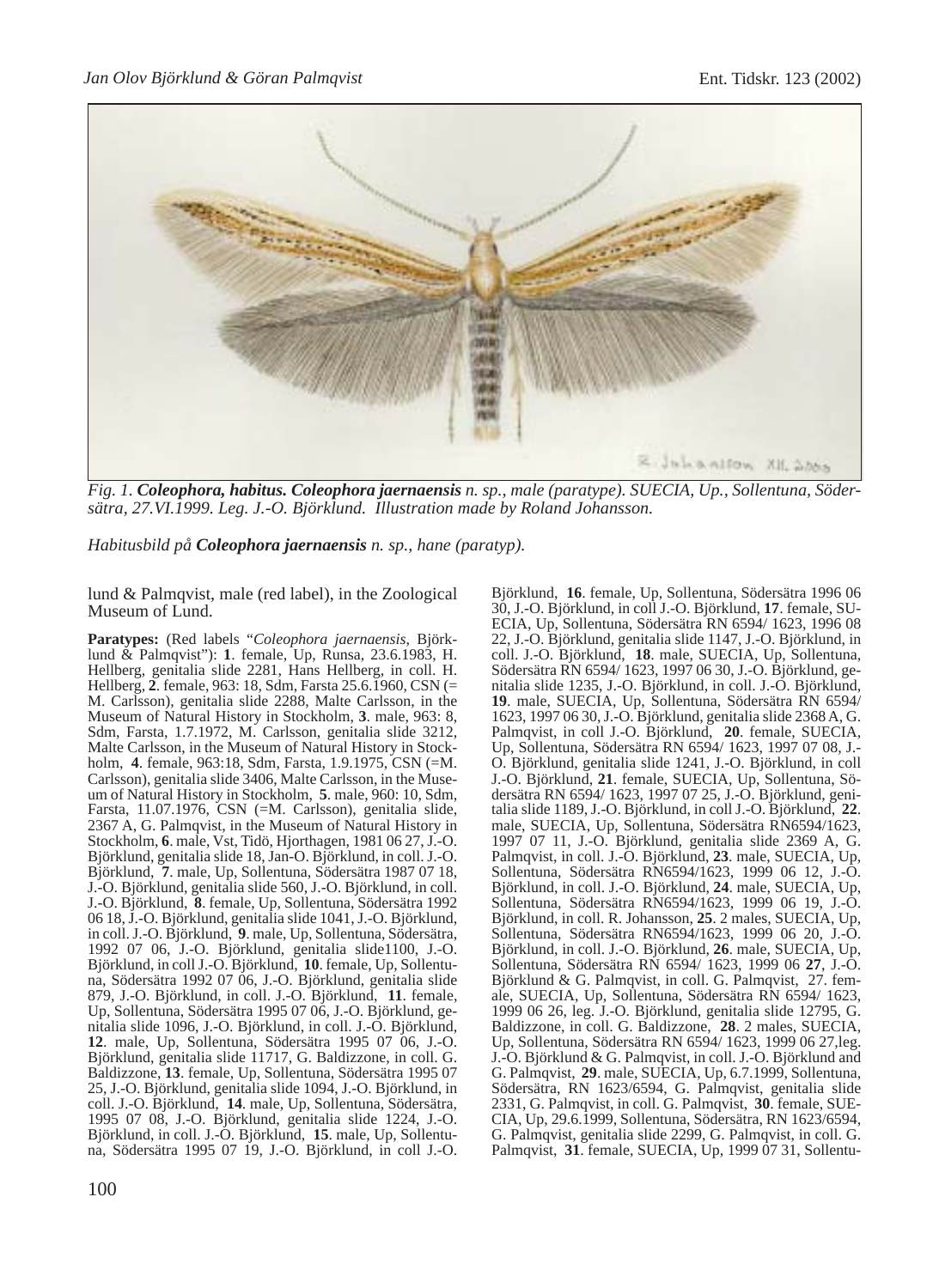*Fig. 1. **Coleophora**, habitus. **Coleophora jaernaensis** n. sp., male (paratype). SUECIA, Up., Sollentuna, Södersätra, 27.VI.1999. Leg. J.-O. Björklund. Illustration made by Roland Johansson.*

*Habitusbild på **Coleophora jaernaensis** n. sp., hane (paratyp).*

lund & Palmqvist, male (red label), in the Zoological Museum of Lund.

**Paratypes:** (Red labels "*Coleophora jaernaensis*, Björklund & Palmqvist"): **1**. female, Up, Runsa, 23.6.1983, H. Hellberg, genitalia slide 2281, Hans Hellberg, in coll. H. Hellberg, **2**. female, 963: 18, Sdm, Farsta 25.6.1960, CSN (= M. Carlsson), genitalia slide 2288, Malte Carlsson, in the Museum of Natural History in Stockholm, **3**. male, 963: 8, Sdm, Farsta, 1.7.1972, M. Carlsson, genitalia slide 3212, Malte Carlsson, in the Museum of Natural History in Stockholm, **4**. female, 963:18, Sdm, Farsta, 1.9.1975, CSN (=M. Carlsson), genitalia slide 3406, Malte Carlsson, in the Museum of Natural History in Stockholm, **5**. male, 960: 10, Sdm, Farsta, 11.07.1976, CSN (=M. Carlsson), genitalia slide, 2367 A, G. Palmqvist, in the Museum of Natural History in Stockholm, **6**. male, Vst, Tidö, Hjorthagen, 1981 06 27, J.-O. Björklund, genitalia slide 18, Jan-O. Björklund, in coll. J.-O. Björklund, **7**. male, Up, Sollentuna, Södersätra 1987 07 18, J.-O. Björklund, genitalia slide 560, J.-O. Björklund, in coll. J.-O. Björklund, **8**. female, Up, Sollentuna, Södersätra 1992 06 18, J.-O. Björklund, genitalia slide 1041, J.-O. Björklund, in coll. J.-O. Björklund, **9**. male, Up, Sollentuna, Södersätra, 1992 07 06, J.-O. Björklund, genitalia slide1100, J.-O. Björklund, in coll J.-O. Björklund, **10**. female, Up, Sollentuna, Södersätra 1992 07 06, J.-O. Björklund, genitalia slide 879, J.-O. Björklund, in coll. J.-O. Björklund, **11**. female, Up, Sollentuna, Södersätra 1995 07 06, J.-O. Björklund, genitalia slide 1096, J.-O. Björklund, in coll. J.-O. Björklund, **12**. male, Up, Sollentuna, Södersätra 1995 07 06, J.-O. Björklund, genitalia slide 11717, G. Baldizzone, in coll. G. Baldizzone, **13**. female, Up, Sollentuna, Södersätra 1995 07 25, J.-O. Björklund, genitalia slide 1094, J.-O. Björklund, in coll. J.-O. Björklund, **14**. male, Up, Sollentuna, Södersätra, 1995 07 08, J.-O. Björklund, genitalia slide 1224, J.-O. Björklund, in coll. J.-O. Björklund, **15**. male, Up, Sollentuna, Södersätra 1995 07 19, J.-O. Björklund, in coll J.-O. Björklund, **16**. female, Up, Sollentuna, Södersätra 1996 06 30, J.-O. Björklund, in coll J.-O. Björklund, **17**. female, SUECIA, Up, Sollentuna, Södersätra RN 6594/ 1623, 1996 08 22, J.-O. Björklund, genitalia slide 1147, J.-O. Björklund, in coll. J.-O. Björklund, **18**. male, SUECIA, Up, Sollentuna, Södersätra RN 6594/ 1623, 1997 06 30, J.-O. Björklund, genitalia slide 1235, J.-O. Björklund, in coll. J.-O. Björklund, **19**. male, SUECIA, Up, Sollentuna, Södersätra RN 6594/ 1623, 1997 06 30, J.-O. Björklund, genitalia slide 2368 A, G. Palmqvist, in coll J.-O. Björklund, **20**. female, SUECIA, Up, Sollentuna, Södersätra RN 6594/ 1623, 1997 07 08, J.-O. Björklund, genitalia slide 1241, J.-O. Björklund, in coll J.-O. Björklund, **21**. female, SUECIA, Up, Sollentuna, Södersätra RN 6594/ 1623, 1997 07 25, J.-O. Björklund, genitalia slide 1189, J.-O. Björklund, in coll J.-O. Björklund, **22**. male, SUECIA, Up, Sollentuna, Södersätra RN6594/1623, 1997 07 11, J.-O. Björklund, genitalia slide 2369 A, G. Palmqvist, in coll. J.-O. Björklund, **23**. male, SUECIA, Up, Sollentuna, Södersätra RN6594/1623, 1999 06 12, J.-O. Björklund, in coll. J.-O. Björklund, **24**. male, SUECIA, Up, Sollentuna, Södersätra RN6594/1623, 1999 06 19, J.-O. Björklund, in coll. R. Johansson, **25**. 2 males, SUECIA, Up, Sollentuna, Södersätra RN6594/1623, 1999 06 20, J.-O. Björklund, in coll. J.-O. Björklund, **26**. male, SUECIA, Up, Sollentuna, Södersätra RN 6594/ 1623, 1999 06 **27**, J.-O. Björklund & G. Palmqvist, in coll. G. Palmqvist, 27. female, SUECIA, Up, Sollentuna, Södersätra RN 6594/ 1623, 1999 06 26, leg. J.-O. Björklund, genitalia slide 12795, G. Baldizzone, in coll. G. Baldizzone, **28**. 2 males, SUECIA, Up, Sollentuna, Södersätra RN 6594/ 1623, 1999 06 27,leg. J.-O. Björklund & G. Palmqvist, in coll. J.-O. Björklund and G. Palmqvist, **29**. male, SUECIA, Up, 6.7.1999, Sollentuna, Södersätra, RN 1623/6594, G. Palmqvist, genitalia slide 2331, G. Palmqvist, in coll. G. Palmqvist, **30**. female, SUECIA, Up, 29.6.1999, Sollentuna, Södersätra, RN 1623/6594, G. Palmqvist, genitalia slide 2299, G. Palmqvist, in coll. G. Palmqvist, **31**. female, SUECIA, Up, 1999 07 31, Sollentu-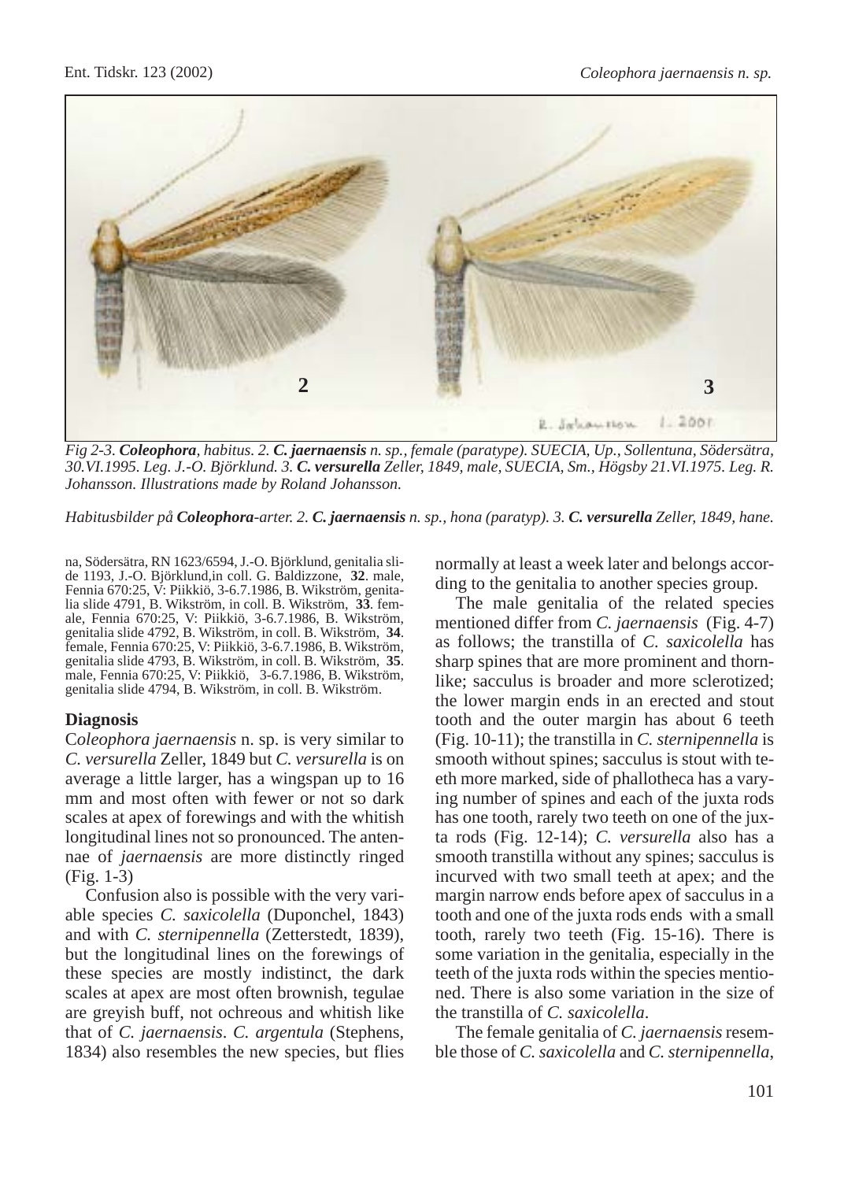*Fig 2-3. **Coleophora**, habitus. 2. **C. jaernaensis** n. sp., female (paratype). SUECIA, Up., Sollentuna, Södersätra, 30.VI.1995. Leg. J.-O. Björklund. 3. **C. versurella** Zeller, 1849, male, SUECIA, Sm., Högsby 21.VI.1975. Leg. R. Johansson. Illustrations made by Roland Johansson.*

*Habitusbilder på **Coleophora**-arter. 2. **C. jaernaensis** n. sp., hona (paratyp). 3. **C. versurella** Zeller, 1849, hane.*

na, Södersätra, RN 1623/6594, J.-O. Björklund, genitalia slide 1193, J.-O. Björklund,in coll. G. Baldizzone, **32**. male, Fennia 670:25, V: Piikkiö, 3-6.7.1986, B. Wikström, genitalia slide 4791, B. Wikström, in coll. B. Wikström, **33**. female, Fennia 670:25, V: Piikkiö, 3-6.7.1986, B. Wikström, genitalia slide 4792, B. Wikström, in coll. B. Wikström, **34**. female, Fennia 670:25, V: Piikkiö, 3-6.7.1986, B. Wikström, genitalia slide 4793, B. Wikström, in coll. B. Wikström, **35**. male, Fennia 670:25, V: Piikkiö, 3-6.7.1986, B. Wikström, genitalia slide 4794, B. Wikström, in coll. B. Wikström.

### Diagnosis

C*oleophora jaernaensis* n. sp. is very similar to *C. versurella* Zeller, 1849 but *C. versurella* is on average a little larger, has a wingspan up to 16 mm and most often with fewer or not so dark scales at apex of forewings and with the whitish longitudinal lines not so pronounced. The antennae of *jaernaensis* are more distinctly ringed (Fig. 1-3)

Confusion also is possible with the very variable species *C. saxicolella* (Duponchel, 1843) and with *C. sternipennella* (Zetterstedt, 1839), but the longitudinal lines on the forewings of these species are mostly indistinct, the dark scales at apex are most often brownish, tegulae are greyish buff, not ochreous and whitish like that of *C. jaernaensis*. *C. argentula* (Stephens, 1834) also resembles the new species, but flies normally at least a week later and belongs according to the genitalia to another species group.

The male genitalia of the related species mentioned differ from *C. jaernaensis* (Fig. 4-7) as follows; the transtilla of *C. saxicolella* has sharp spines that are more prominent and thornlike; sacculus is broader and more sclerotized; the lower margin ends in an erected and stout tooth and the outer margin has about 6 teeth (Fig. 10-11); the transtilla in *C. sternipennella* is smooth without spines; sacculus is stout with teeth more marked, side of phallotheca has a varying number of spines and each of the juxta rods has one tooth, rarely two teeth on one of the juxta rods (Fig. 12-14); *C. versurella* also has a smooth transtilla without any spines; sacculus is incurved with two small teeth at apex; and the margin narrow ends before apex of sacculus in a tooth and one of the juxta rods ends with a small tooth, rarely two teeth (Fig. 15-16). There is some variation in the genitalia, especially in the teeth of the juxta rods within the species mentioned. There is also some variation in the size of the transtilla of *C. saxicolella*.

The female genitalia of *C. jaernaensis* resemble those of *C. saxicolella* and *C. sternipennella*,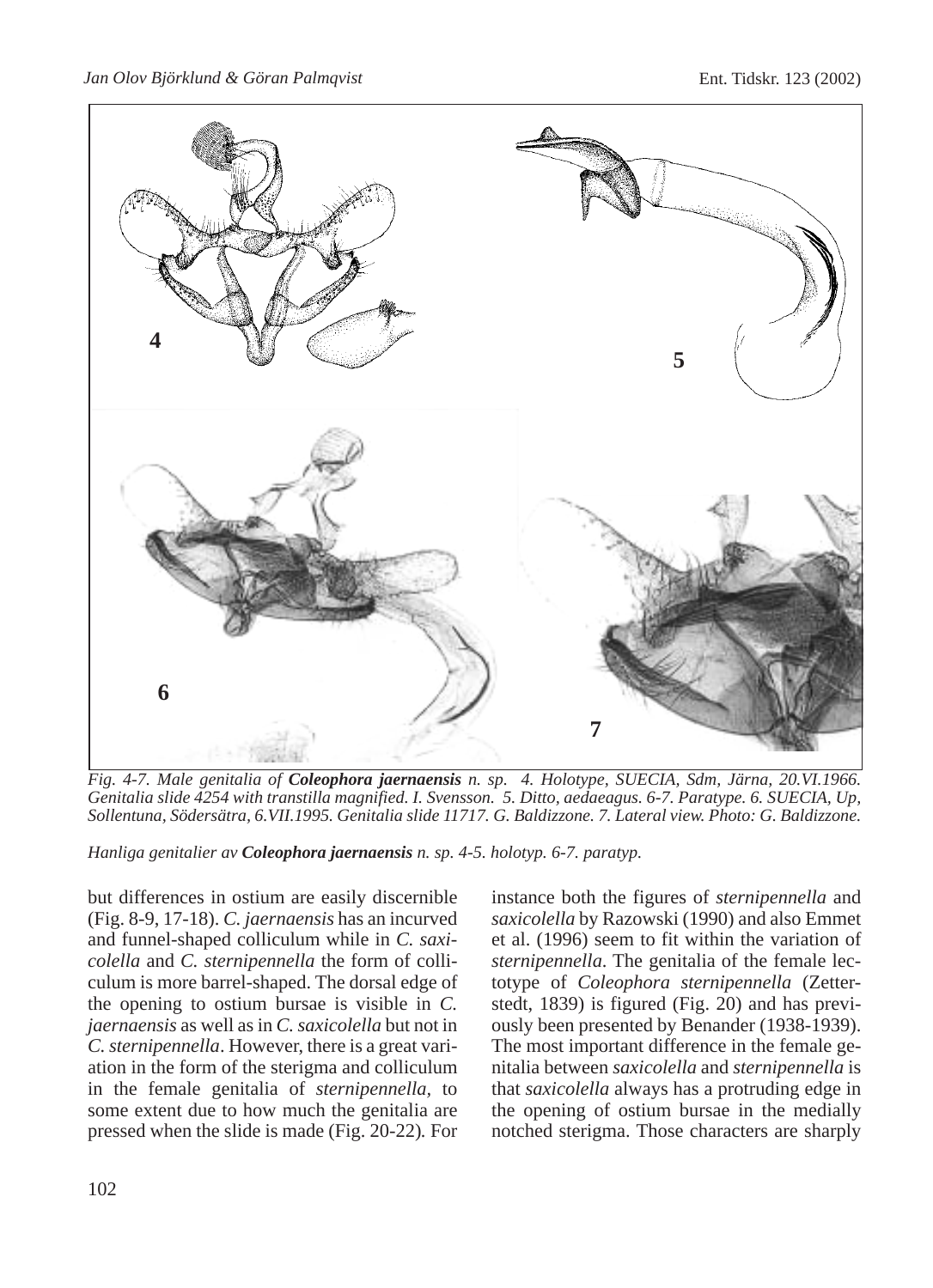*Fig. 4-7. Male genitalia of **Coleophora jaernaensis** n. sp. 4. Holotype, SUECIA, Sdm, Järna, 20.VI.1966. Genitalia slide 4254 with transtilla magnified. I. Svensson. 5. Ditto, aedaeagus. 6-7. Paratype. 6. SUECIA, Up, Sollentuna, Södersätra, 6.VII.1995. Genitalia slide 11717. G. Baldizzone. 7. Lateral view. Photo: G. Baldizzone.*

*Hanliga genitalier av **Coleophora jaernaensis** n. sp. 4-5. holotyp. 6-7. paratyp.*

but differences in ostium are easily discernible (Fig. 8-9, 17-18). *C. jaernaensis* has an incurved and funnel-shaped colliculum while in *C. saxicolella* and *C. sternipennella* the form of colliculum is more barrel-shaped. The dorsal edge of the opening to ostium bursae is visible in *C. jaernaensis* as well as in *C. saxicolella* but not in *C. sternipennella*. However, there is a great variation in the form of the sterigma and colliculum in the female genitalia of *sternipennella*, to some extent due to how much the genitalia are pressed when the slide is made (Fig. 20-22). For instance both the figures of *sternipennella* and *saxicolella* by Razowski (1990) and also Emmet et al. (1996) seem to fit within the variation of *sternipennella*. The genitalia of the female lectotype of *Coleophora sternipennella* (Zetterstedt, 1839) is figured (Fig. 20) and has previously been presented by Benander (1938-1939). The most important difference in the female genitalia between *saxicolella* and *sternipennella* is that *saxicolella* always has a protruding edge in the opening of ostium bursae in the medially notched sterigma. Those characters are sharply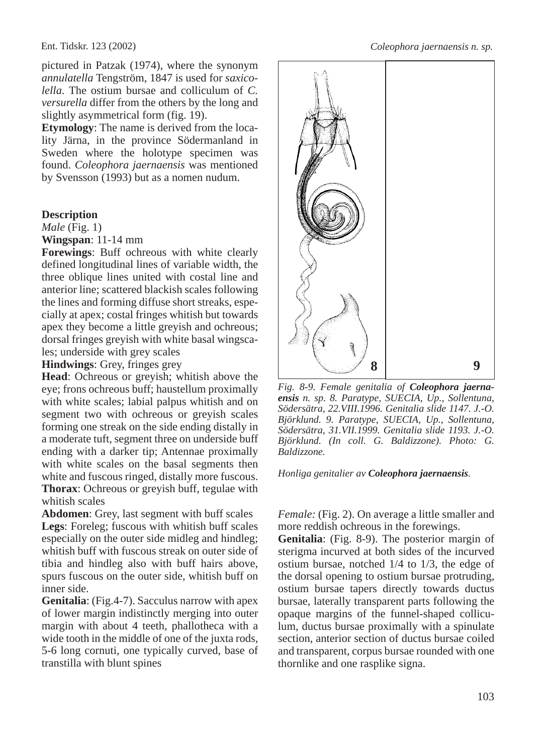pictured in Patzak (1974), where the synonym *annulatella* Tengström, 1847 is used for *saxicolella*. The ostium bursae and colliculum of *C. versurella* differ from the others by the long and slightly asymmetrical form (fig. 19).

**Etymology**: The name is derived from the locality Järna, in the province Södermanland in Sweden where the holotype specimen was found. *Coleophora jaernaensis* was mentioned by Svensson (1993) but as a nomen nudum.

### Description

*Male* (Fig. 1)

**Wingspan**: 11-14 mm

**Forewings**: Buff ochreous with white clearly defined longitudinal lines of variable width, the three oblique lines united with costal line and anterior line; scattered blackish scales following the lines and forming diffuse short streaks, especially at apex; costal fringes whitish but towards apex they become a little greyish and ochreous; dorsal fringes greyish with white basal wingscales; underside with grey scales

**Hindwings**: Grey, fringes grey

**Head**: Ochreous or greyish; whitish above the eye; frons ochreous buff; haustellum proximally with white scales; labial palpus whitish and on segment two with ochreous or greyish scales forming one streak on the side ending distally in a moderate tuft, segment three on underside buff ending with a darker tip; Antennae proximally with white scales on the basal segments then white and fuscous ringed, distally more fuscous.

**Thorax**: Ochreous or greyish buff, tegulae with whitish scales

**Abdomen**: Grey, last segment with buff scales

**Legs**: Foreleg; fuscous with whitish buff scales especially on the outer side midleg and hindleg; whitish buff with fuscous streak on outer side of tibia and hindleg also with buff hairs above, spurs fuscous on the outer side, whitish buff on inner side.

**Genitalia**: (Fig.4-7). Sacculus narrow with apex of lower margin indistinctly merging into outer margin with about 4 teeth, phallotheca with a wide tooth in the middle of one of the juxta rods, 5-6 long cornuti, one typically curved, base of transtilla with blunt spines

*Fig. 8-9. Female genitalia of* ***Coleophora jaernaensis*** *n. sp. 8. Paratype, SUECIA, Up., Sollentuna, Södersätra, 22.VIII.1996. Genitalia slide 1147. J.-O. Björklund. 9. Paratype, SUECIA, Up., Sollentuna, Södersätra, 31.VII.1999. Genitalia slide 1193. J.-O. Björklund. (In coll. G. Baldizzone). Photo: G. Baldizzone.*

*Honliga genitalier av* ***Coleophora jaernaensis****.*

*Female:* (Fig. 2). On average a little smaller and more reddish ochreous in the forewings.

**Genitalia**: (Fig. 8-9). The posterior margin of sterigma incurved at both sides of the incurved ostium bursae, notched 1/4 to 1/3, the edge of the dorsal opening to ostium bursae protruding, ostium bursae tapers directly towards ductus bursae, laterally transparent parts following the opaque margins of the funnel-shaped colliculum, ductus bursae proximally with a spinulate section, anterior section of ductus bursae coiled and transparent, corpus bursae rounded with one thornlike and one rasplike signa.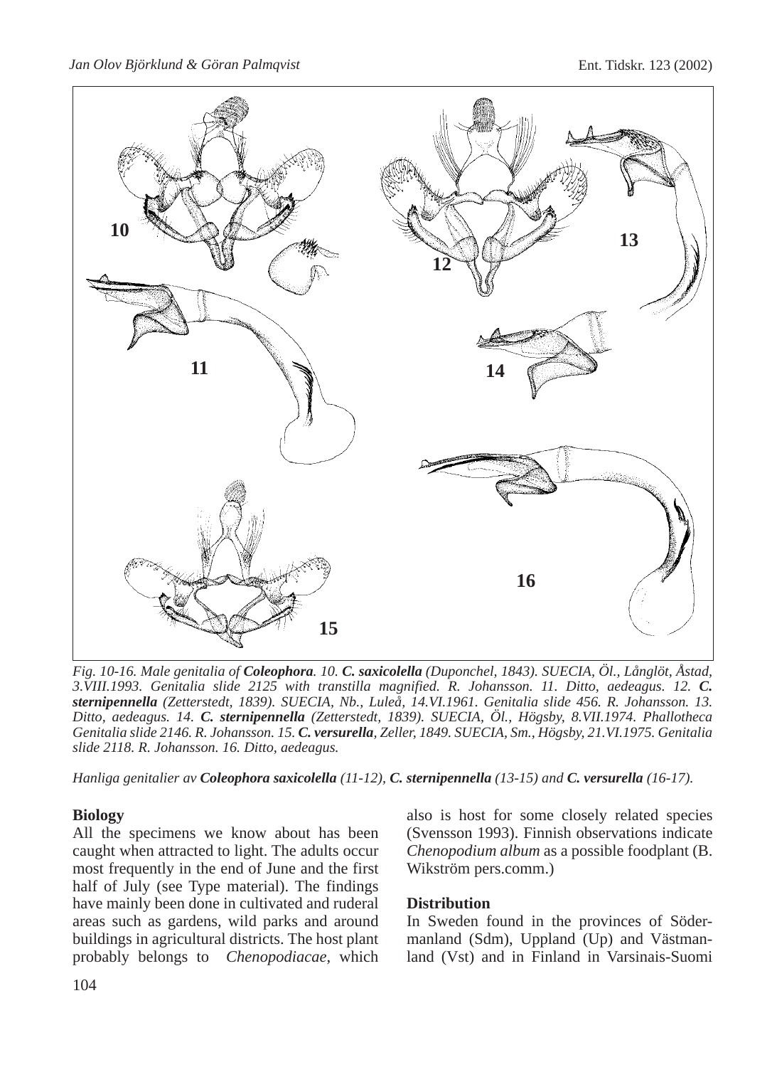*Fig. 10-16. Male genitalia of **Coleophora**. 10. **C. saxicolella** (Duponchel, 1843). SUECIA, Öl., Långlöt, Åstad, 3.VIII.1993. Genitalia slide 2125 with transtilla magnified. R. Johansson. 11. Ditto, aedeagus. 12. **C. sternipennella** (Zetterstedt, 1839). SUECIA, Nb., Luleå, 14.VI.1961. Genitalia slide 456. R. Johansson. 13. Ditto, aedeagus. 14. **C. sternipennella** (Zetterstedt, 1839). SUECIA, Öl., Högsby, 8.VII.1974. Phallotheca Genitalia slide 2146. R. Johansson. 15. **C. versurella**, Zeller, 1849. SUECIA, Sm., Högsby, 21.VI.1975. Genitalia slide 2118. R. Johansson. 16. Ditto, aedeagus.*

*Hanliga genitalier av **Coleophora saxicolella** (11-12), **C. sternipennella** (13-15) and **C. versurella** (16-17).*

**Biology**

All the specimens we know about has been caught when attracted to light. The adults occur most frequently in the end of June and the first half of July (see Type material). The findings have mainly been done in cultivated and ruderal areas such as gardens, wild parks and around buildings in agricultural districts. The host plant probably belongs to *Chenopodiacae*, which also is host for some closely related species (Svensson 1993). Finnish observations indicate *Chenopodium album* as a possible foodplant (B. Wikström pers.comm.)

**Distribution**

In Sweden found in the provinces of Södermanland (Sdm), Uppland (Up) and Västmanland (Vst) and in Finland in Varsinais-Suomi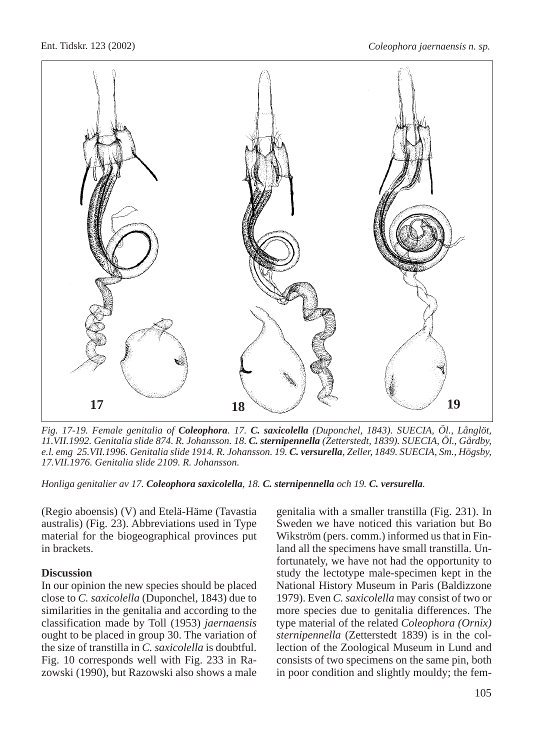*Fig. 17-19. Female genitalia of **Coleophora**. 17. **C. saxicolella** (Duponchel, 1843). SUECIA, Öl., Långlöt, 11.VII.1992. Genitalia slide 874. R. Johansson. 18. **C. sternipennella** (Zetterstedt, 1839). SUECIA, Öl., Gårdby, e.l. emg 25.VII.1996. Genitalia slide 1914. R. Johansson. 19. **C. versurella**, Zeller, 1849. SUECIA, Sm., Högsby, 17.VII.1976. Genitalia slide 2109. R. Johansson.*

*Honliga genitalier av 17. **Coleophora saxicolella**, 18. **C. sternipennella** och 19. **C. versurella**.*

(Regio aboensis) (V) and Etelä-Häme (Tavastia australis) (Fig. 23). Abbreviations used in Type material for the biogeographical provinces put in brackets.

### Discussion

In our opinion the new species should be placed close to *C. saxicolella* (Duponchel, 1843) due to similarities in the genitalia and according to the classification made by Toll (1953) *jaernaensis* ought to be placed in group 30. The variation of the size of transtilla in *C. saxicolella* is doubtful. Fig. 10 corresponds well with Fig. 233 in Razowski (1990), but Razowski also shows a male genitalia with a smaller transtilla (Fig. 231). In Sweden we have noticed this variation but Bo Wikström (pers. comm.) informed us that in Finland all the specimens have small transtilla. Unfortunately, we have not had the opportunity to study the lectotype male-specimen kept in the National History Museum in Paris (Baldizzone 1979). Even *C. saxicolella* may consist of two or more species due to genitalia differences. The type material of the related *Coleophora (Ornix) sternipennella* (Zetterstedt 1839) is in the collection of the Zoological Museum in Lund and consists of two specimens on the same pin, both in poor condition and slightly mouldy; the fem-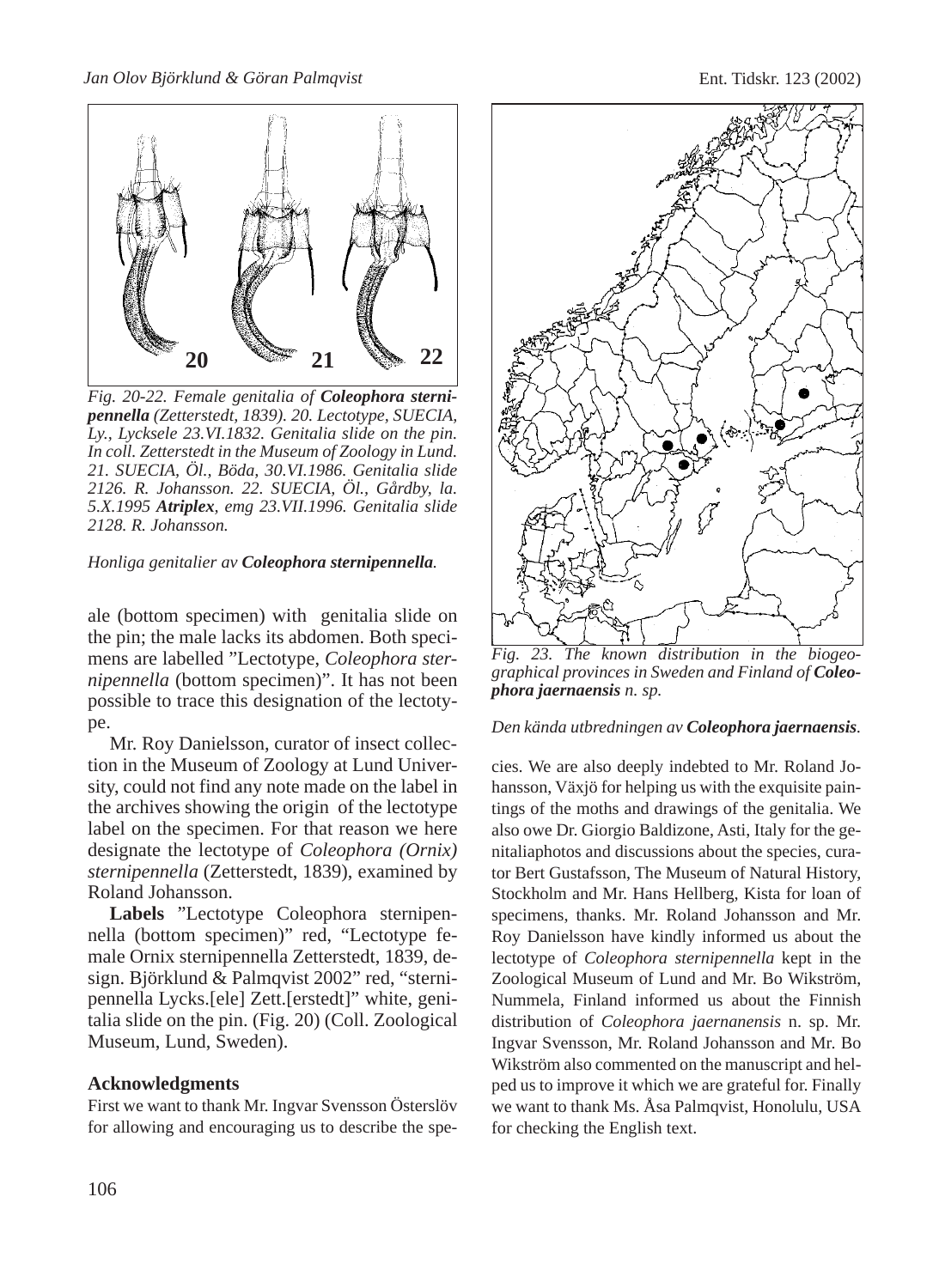*Fig. 20-22. Female genitalia of **Coleophora sternipennella** (Zetterstedt, 1839). 20. Lectotype, SUECIA, Ly., Lycksele 23.VI.1832. Genitalia slide on the pin. In coll. Zetterstedt in the Museum of Zoology in Lund. 21. SUECIA, Öl., Böda, 30.VI.1986. Genitalia slide 2126. R. Johansson. 22. SUECIA, Öl., Gårdby, la. 5.X.1995 **Atriplex**, emg 23.VII.1996. Genitalia slide 2128. R. Johansson.*

*Honliga genitalier av **Coleophora sternipennella**.*

ale (bottom specimen) with genitalia slide on the pin; the male lacks its abdomen. Both specimens are labelled "Lectotype, *Coleophora sternipennella* (bottom specimen)". It has not been possible to trace this designation of the lectotype.

Mr. Roy Danielsson, curator of insect collection in the Museum of Zoology at Lund University, could not find any note made on the label in the archives showing the origin of the lectotype label on the specimen. For that reason we here designate the lectotype of *Coleophora (Ornix) sternipennella* (Zetterstedt, 1839), examined by Roland Johansson.

**Labels** "Lectotype Coleophora sternipennella (bottom specimen)" red, "Lectotype female Ornix sternipennella Zetterstedt, 1839, design. Björklund & Palmqvist 2002" red, "sternipennella Lycks.[ele] Zett.[erstedt]" white, genitalia slide on the pin. (Fig. 20) (Coll. Zoological Museum, Lund, Sweden).

### Acknowledgments

First we want to thank Mr. Ingvar Svensson Österslöv for allowing and encouraging us to describe the species. We are also deeply indebted to Mr. Roland Johansson, Växjö for helping us with the exquisite paintings of the moths and drawings of the genitalia. We also owe Dr. Giorgio Baldizone, Asti, Italy for the genitaliaphotos and discussions about the species, curator Bert Gustafsson, The Museum of Natural History, Stockholm and Mr. Hans Hellberg, Kista for loan of specimens, thanks. Mr. Roland Johansson and Mr. Roy Danielsson have kindly informed us about the lectotype of *Coleophora sternipennella* kept in the Zoological Museum of Lund and Mr. Bo Wikström, Nummela, Finland informed us about the Finnish distribution of *Coleophora jaernanensis* n. sp. Mr. Ingvar Svensson, Mr. Roland Johansson and Mr. Bo Wikström also commented on the manuscript and helped us to improve it which we are grateful for. Finally we want to thank Ms. Åsa Palmqvist, Honolulu, USA for checking the English text.

*Fig. 23. The known distribution in the biogeographical provinces in Sweden and Finland of **Coleophora jaernaensis** n. sp.*

*Den kända utbredningen av **Coleophora jaernaensis**.*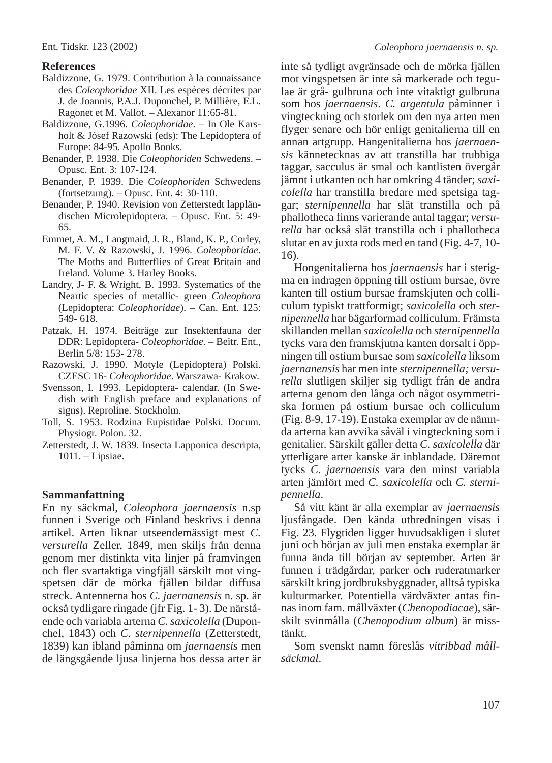## References

Baldizzone, G. 1979. Contribution à la connaissance des *Coleophoridae* XII. Les espèces décrites par J. de Joannis, P.A.J. Duponchel, P. Millière, E.L. Ragonet et M. Vallot. – Alexanor 11:65-81.

Baldizzone, G.1996. *Coleophoridae*. – In Ole Karsholt & Jósef Razowski (eds): The Lepidoptera of Europe: 84-95. Apollo Books.

Benander, P. 1938. Die *Coleophoriden* Schwedens. – Opusc. Ent. 3: 107-124.

Benander, P. 1939. Die *Coleophoriden* Schwedens (fortsetzung). – Opusc. Ent. 4: 30-110.

Benander, P. 1940. Revision von Zetterstedt lappländischen Microlepidoptera. – Opusc. Ent. 5: 49-65.

Emmet, A. M., Langmaid, J. R., Bland, K. P., Corley, M. F. V. & Razowski, J. 1996. *Coleophoridae*. The Moths and Butterflies of Great Britain and Ireland. Volume 3. Harley Books.

Landry, J- F. & Wright, B. 1993. Systematics of the Neartic species of metallic- green *Coleophora* (Lepidoptera: *Coleophoridae*). – Can. Ent. 125: 549- 618.

Patzak, H. 1974. Beiträge zur Insektenfauna der DDR: Lepidoptera- *Coleophoridae*. – Beitr. Ent., Berlin 5/8: 153- 278.

Razowski, J. 1990. Motyle (Lepidoptera) Polski. CZESC 16- *Coleophoridae*. Warszawa- Krakow.

Svensson, I. 1993. Lepidoptera- calendar. (In Swedish with English preface and explanations of signs). Reproline. Stockholm.

Toll, S. 1953. Rodzina Eupistidae Polski. Docum. Physiogr. Polon. 32.

Zetterstedt, J. W. 1839. Insecta Lapponica descripta, 1011. – Lipsiae.

## Sammanfattning

En ny säckmal, *Coleophora jaernaensis* n.sp funnen i Sverige och Finland beskrivs i denna artikel. Arten liknar utseendemässigt mest *C. versurella* Zeller, 1849, men skiljs från denna genom mer distinkta vita linjer på framvingen och fler svartaktiga vingfjäll särskilt mot vingspetsen där de mörka fjällen bildar diffusa streck. Antennerna hos *C. jaernanensis* n. sp. är också tydligare ringade (jfr Fig. 1- 3). De närstående och variabla arterna *C. saxicolella* (Duponchel, 1843) och *C. sternipennella* (Zetterstedt, 1839) kan ibland påminna om *jaernaensis* men de längsgående ljusa linjerna hos dessa arter är inte så tydligt avgränsade och de mörka fjällen mot vingspetsen är inte så markerade och tegulae är grå- gulbruna och inte vitaktigt gulbruna som hos *jaernaensis*. *C. argentula* påminner i vingteckning och storlek om den nya arten men flyger senare och hör enligt genitalierna till en annan artgrupp. Hangenitalierna hos *jaernaensis* kännetecknas av att transtilla har trubbiga taggar, sacculus är smal och kantlisten övergår jämnt i utkanten och har omkring 4 tänder; *saxicolella* har transtilla bredare med spetsiga taggar; *sternipennella* har slät transtilla och på phallotheca finns varierande antal taggar; *versurella* har också slät transtilla och i phallotheca slutar en av juxta rods med en tand (Fig. 4-7, 10-16).

Hongenitalierna hos *jaernaensis* har i sterigma en indragen öppning till ostium bursae, övre kanten till ostium bursae framskjuten och colliculum typiskt trattformigt; *saxicolella* och *sternipennella* har bägarformad colliculum. Främsta skillanden mellan *saxicolella* och *sternipennella* tycks vara den framskjutna kanten dorsalt i öppningen till ostium bursae som *saxicolella* liksom *jaernanensis* har men inte *sternipennella; versurella* slutligen skiljer sig tydligt från de andra arterna genom den långa och något osymmetriska formen på ostium bursae och colliculum (Fig. 8-9, 17-19). Enstaka exemplar av de nämnda arterna kan avvika såväl i vingteckning som i genitalier. Särskilt gäller detta *C. saxicolella* där ytterligare arter kanske är inblandade. Däremot tycks *C. jaernaensis* vara den minst variabla arten jämfört med *C. saxicolella* och *C. sternipennella*.

Så vitt känt är alla exemplar av *jaernaensis* ljusfångade. Den kända utbredningen visas i Fig. 23. Flygtiden ligger huvudsakligen i slutet juni och början av juli men enstaka exemplar är funna ända till början av september. Arten är funnen i trädgårdar, parker och ruderatmarker särskilt kring jordbruksbyggnader, alltså typiska kulturmarker. Potentiella värdväxter antas finnas inom fam. mållväxter (*Chenopodiacae*), särskilt svinmålla (*Chenopodium album*) är misstänkt.

Som svenskt namn föreslås *vitribbad mållsäckmal*.